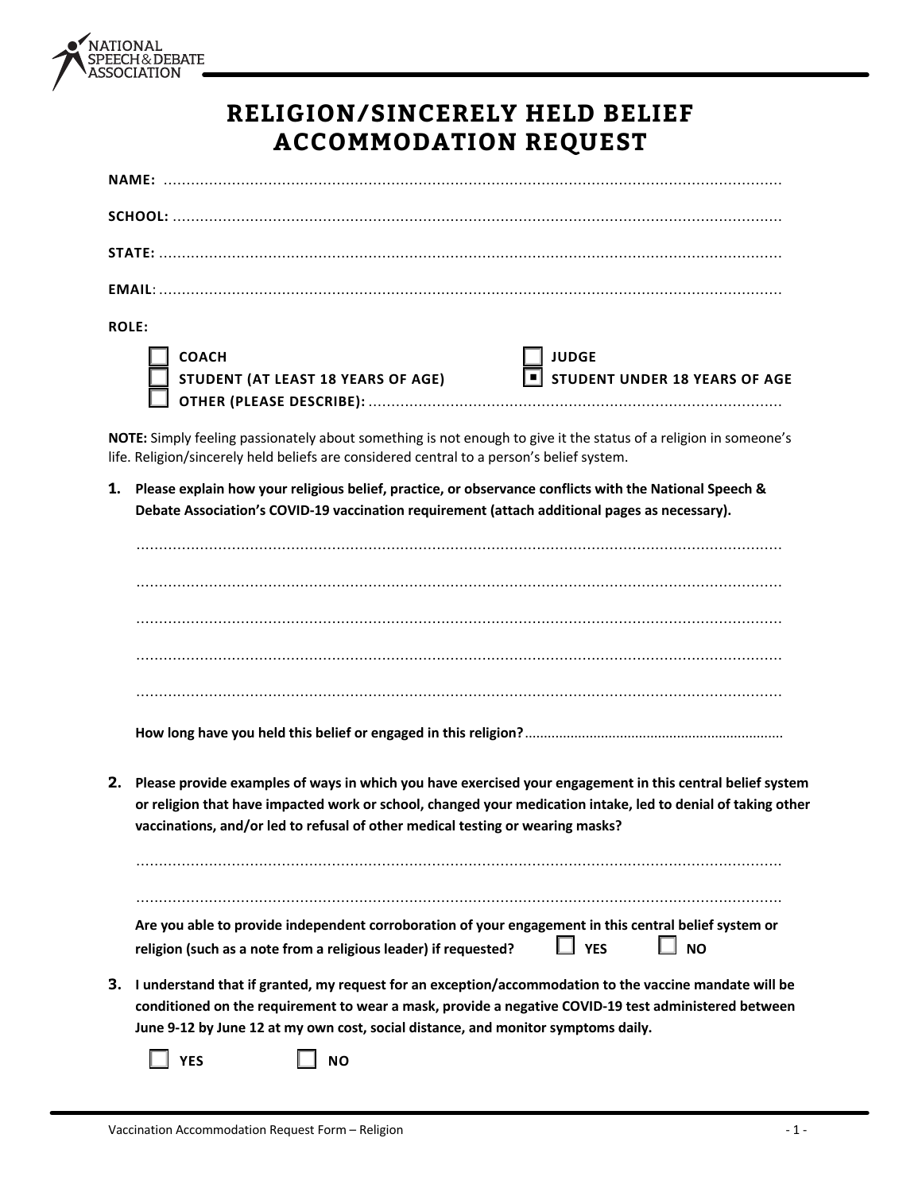NATIONAL SPEECH & DEBATE ASSOCIATION

# RELIGION/SINCERELY HELD BELIEF ACCOMMODATION REQUEST

**NAME:** ..........................................................................................................................................

**SCHOOL:** ......................................................................................................................................

**STATE:** .........................................................................................................................................

**EMAIL**: .........................................................................................................................................

**ROLE:**

- ☐ **COACH**
- ☐ **JUDGE**
- ☐ **STUDENT (AT LEAST 18 YEARS OF AGE)**
- ☒ **STUDENT UNDER 18 YEARS OF AGE**
- ☐ **OTHER (PLEASE DESCRIBE):** ...........................................................................................

**NOTE:** Simply feeling passionately about something is not enough to give it the status of a religion in someone's life. Religion/sincerely held beliefs are considered central to a person's belief system.

**1. Please explain how your religious belief, practice, or observance conflicts with the National Speech & Debate Association's COVID-19 vaccination requirement (attach additional pages as necessary).**

..............................................................................................................................................

..............................................................................................................................................

..............................................................................................................................................

..............................................................................................................................................

..............................................................................................................................................

**How long have you held this belief or engaged in this religion?**..................................................................

**2. Please provide examples of ways in which you have exercised your engagement in this central belief system or religion that have impacted work or school, changed your medication intake, led to denial of taking other vaccinations, and/or led to refusal of other medical testing or wearing masks?**

..............................................................................................................................................

..............................................................................................................................................

**Are you able to provide independent corroboration of your engagement in this central belief system or religion (such as a note from a religious leader) if requested?** ☐ **YES** ☐ **NO**

**3. I understand that if granted, my request for an exception/accommodation to the vaccine mandate will be conditioned on the requirement to wear a mask, provide a negative COVID-19 test administered between June 9-12 by June 12 at my own cost, social distance, and monitor symptoms daily.**

☐ **YES** ☐ **NO**

Vaccination Accommodation Request Form – Religion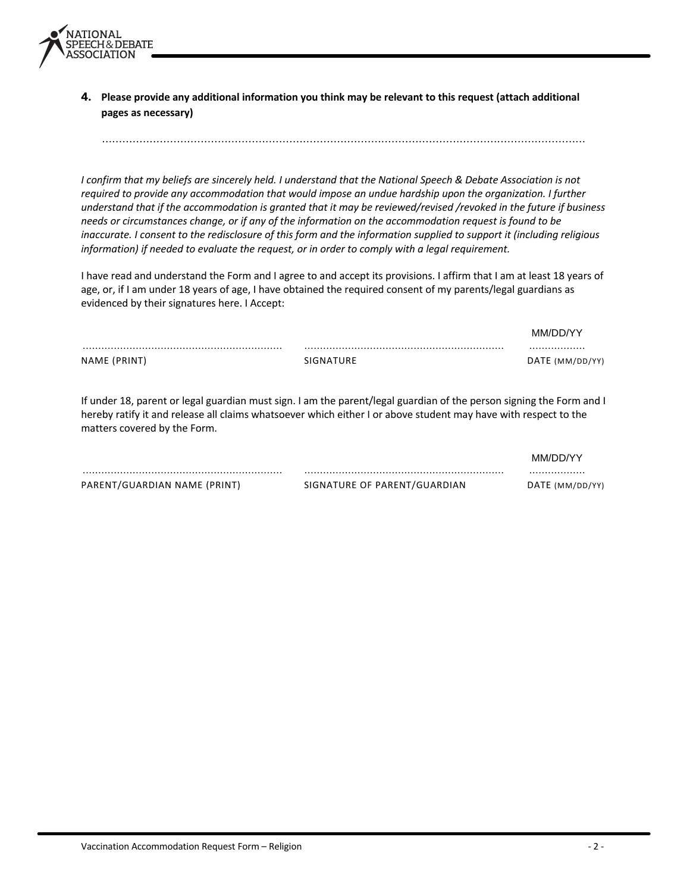**4. Please provide any additional information you think may be relevant to this request (attach additional pages as necessary)**

..................................................................................................................................................

*I confirm that my beliefs are sincerely held. I understand that the National Speech & Debate Association is not required to provide any accommodation that would impose an undue hardship upon the organization. I further understand that if the accommodation is granted that it may be reviewed/revised /revoked in the future if business needs or circumstances change, or if any of the information on the accommodation request is found to be inaccurate. I consent to the redisclosure of this form and the information supplied to support it (including religious information) if needed to evaluate the request, or in order to comply with a legal requirement.*

I have read and understand the Form and I agree to and accept its provisions. I affirm that I am at least 18 years of age, or, if I am under 18 years of age, I have obtained the required consent of my parents/legal guardians as evidenced by their signatures here. I Accept:

| | | |
|---|---|---|
| | | MM/DD/YY |
| ............................................................... | ............................................................... | .................. |
| NAME (PRINT) | SIGNATURE | DATE (MM/DD/YY) |

If under 18, parent or legal guardian must sign. I am the parent/legal guardian of the person signing the Form and I hereby ratify it and release all claims whatsoever which either I or above student may have with respect to the matters covered by the Form.

| | | |
|---|---|---|
| | | MM/DD/YY |
| ............................................................... | ............................................................... | .................. |
| PARENT/GUARDIAN NAME (PRINT) | SIGNATURE OF PARENT/GUARDIAN | DATE (MM/DD/YY) |